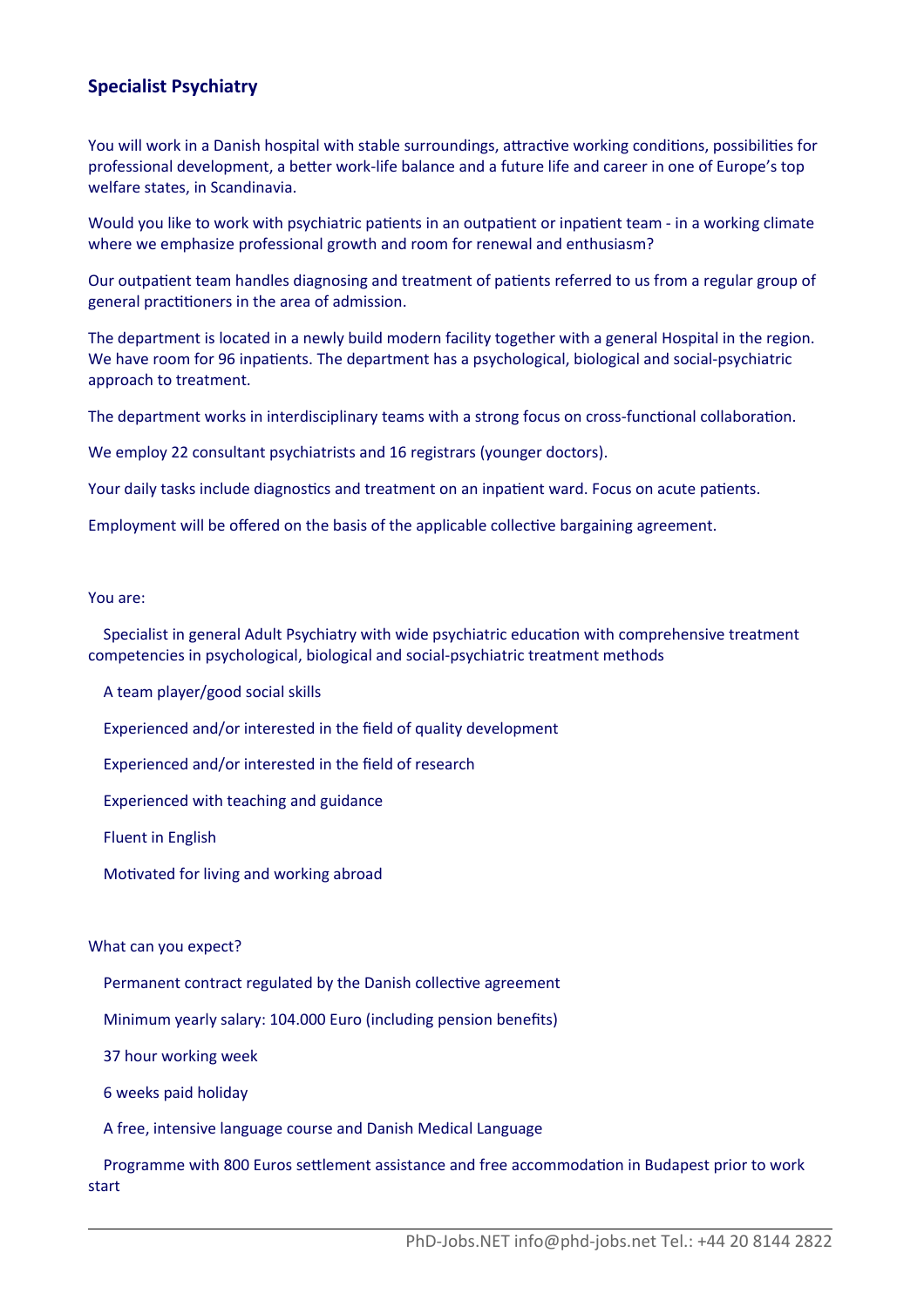## Specialist Psychiatry

You will work in a Danish hospital with stable surroundings, attractive working conditions, possibilities for professional development, a better work-life balance and a future life and career in one of Europe's top welfare states, in Scandinavia.

Would you like to work with psychiatric patients in an outpatient or inpatient team - in a working climate where we emphasize professional growth and room for renewal and enthusiasm?

Our outpatient team handles diagnosing and treatment of patients referred to us from a regular group of general practitioners in the area of admission.

The department is located in a newly build modern facility together with a general Hospital in the region. We have room for 96 inpatients. The department has a psychological, biological and social-psychiatric approach to treatment.

The department works in interdisciplinary teams with a strong focus on cross-functional collaboration.

We employ 22 consultant psychiatrists and 16 registrars (younger doctors).

Your daily tasks include diagnostics and treatment on an inpatient ward. Focus on acute patients.

Employment will be offered on the basis of the applicable collective bargaining agreement.

You are:

- Specialist in general Adult Psychiatry with wide psychiatric education with comprehensive treatment competencies in psychological, biological and social-psychiatric treatment methods
- A team player/good social skills
- Experienced and/or interested in the field of quality development
- Experienced and/or interested in the field of research
- Experienced with teaching and guidance
- Fluent in English
- Motivated for living and working abroad

What can you expect?

- Permanent contract regulated by the Danish collective agreement
- Minimum yearly salary: 104.000 Euro (including pension benefits)
- 37 hour working week
- 6 weeks paid holiday
- A free, intensive language course and Danish Medical Language
- Programme with 800 Euros settlement assistance and free accommodation in Budapest prior to work start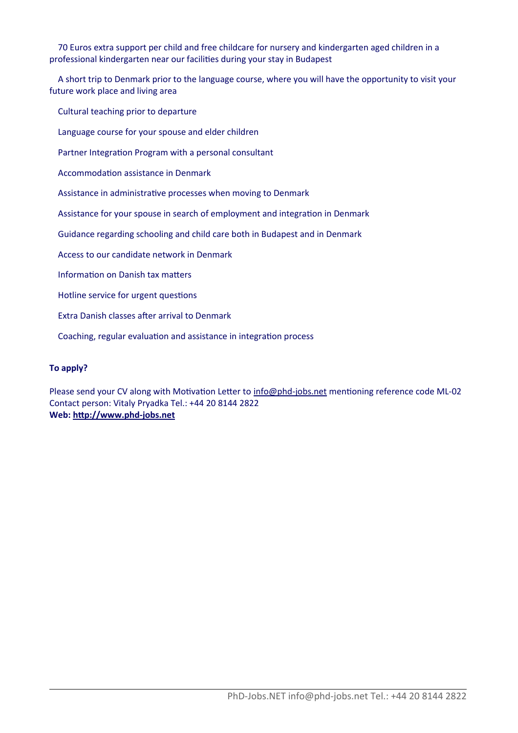- 70 Euros extra support per child and free childcare for nursery and kindergarten aged children in a professional kindergarten near our facilities during your stay in Budapest
- A short trip to Denmark prior to the language course, where you will have the opportunity to visit your future work place and living area
- Cultural teaching prior to departure
- Language course for your spouse and elder children
- Partner Integration Program with a personal consultant
- Accommodation assistance in Denmark
- Assistance in administrative processes when moving to Denmark
- Assistance for your spouse in search of employment and integration in Denmark
- Guidance regarding schooling and child care both in Budapest and in Denmark
- Access to our candidate network in Denmark
- Information on Danish tax matters
- Hotline service for urgent questions
- Extra Danish classes after arrival to Denmark
- Coaching, regular evaluation and assistance in integration process

**To apply?**

Please send your CV along with Motivation Letter to info@phd-jobs.net mentioning reference code ML-02
Contact person: Vitaly Pryadka Tel.: +44 20 8144 2822
**Web: http://www.phd-jobs.net**